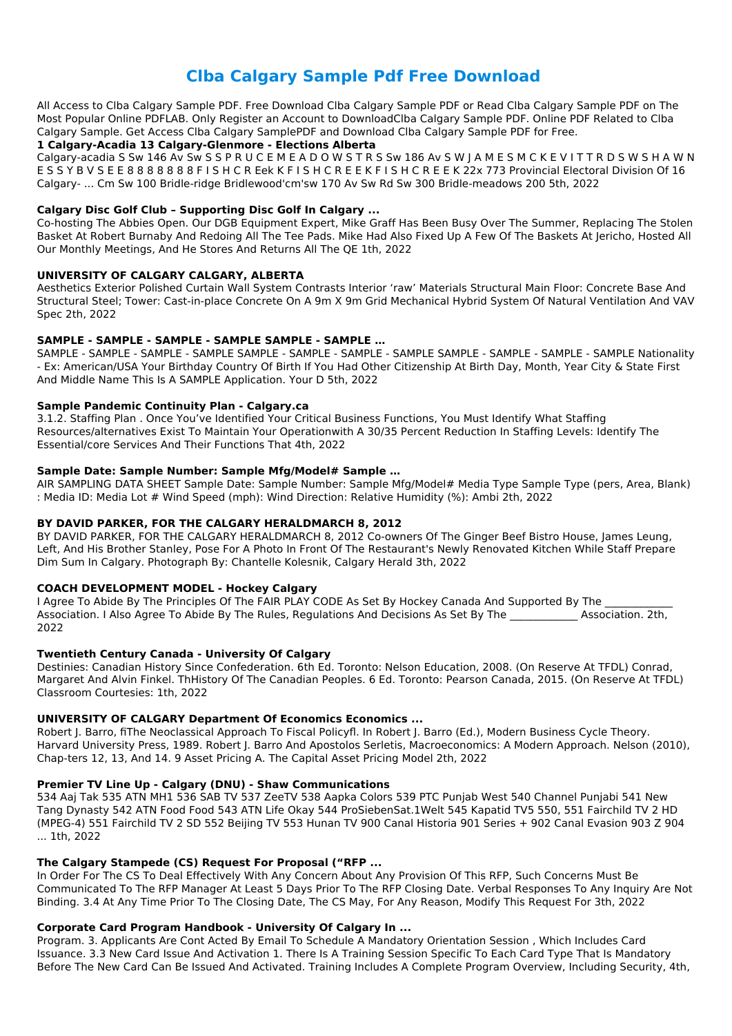# Clba Calgary Sample Pdf Free Download

All Access to Clba Calgary Sample PDF. Free Download Clba Calgary Sample PDF or Read Clba Calgary Sample PDF on The Most Popular Online PDFLAB. Only Register an Account to DownloadClba Calgary Sample PDF. Online PDF Related to Clba Calgary Sample. Get Access Clba Calgary SamplePDF and Download Clba Calgary Sample PDF for Free.

**1 Calgary-Acadia 13 Calgary-Glenmore - Elections Alberta**

Calgary-acadia S Sw 146 Av Sw S S P R U C E M E A D O W S T R S Sw 186 Av S W J A M E S M C K E V I T T R D S W S H A W N E S S Y B V S E E 8 8 8 8 8 8 8 F I S H C R Eek K F I S H C R E E K F I S H C R E E K 22x 773 Provincial Electoral Division Of 16 Calgary- ... Cm Sw 100 Bridle-ridge Bridlewood'cm'sw 170 Av Sw Rd Sw 300 Bridle-meadows 200 5th, 2022

**Calgary Disc Golf Club – Supporting Disc Golf In Calgary ...**

Co-hosting The Abbies Open. Our DGB Equipment Expert, Mike Graff Has Been Busy Over The Summer, Replacing The Stolen Basket At Robert Burnaby And Redoing All The Tee Pads. Mike Had Also Fixed Up A Few Of The Baskets At Jericho, Hosted All Our Monthly Meetings, And He Stores And Returns All The QE 1th, 2022

**UNIVERSITY OF CALGARY CALGARY, ALBERTA**

Aesthetics Exterior Polished Curtain Wall System Contrasts Interior 'raw' Materials Structural Main Floor: Concrete Base And Structural Steel; Tower: Cast-in-place Concrete On A 9m X 9m Grid Mechanical Hybrid System Of Natural Ventilation And VAV Spec 2th, 2022

**SAMPLE - SAMPLE - SAMPLE - SAMPLE SAMPLE - SAMPLE …**

SAMPLE - SAMPLE - SAMPLE - SAMPLE SAMPLE - SAMPLE - SAMPLE - SAMPLE SAMPLE - SAMPLE - SAMPLE - SAMPLE Nationality - Ex: American/USA Your Birthday Country Of Birth If You Had Other Citizenship At Birth Day, Month, Year City & State First And Middle Name This Is A SAMPLE Application. Your D 5th, 2022

**Sample Pandemic Continuity Plan - Calgary.ca**

3.1.2. Staffing Plan . Once You've Identified Your Critical Business Functions, You Must Identify What Staffing Resources/alternatives Exist To Maintain Your Operationwith A 30/35 Percent Reduction In Staffing Levels: Identify The Essential/core Services And Their Functions That 4th, 2022

**Sample Date: Sample Number: Sample Mfg/Model# Sample …**

AIR SAMPLING DATA SHEET Sample Date: Sample Number: Sample Mfg/Model# Media Type Sample Type (pers, Area, Blank) : Media ID: Media Lot # Wind Speed (mph): Wind Direction: Relative Humidity (%): Ambi 2th, 2022

**BY DAVID PARKER, FOR THE CALGARY HERALDMARCH 8, 2012**

BY DAVID PARKER, FOR THE CALGARY HERALDMARCH 8, 2012 Co-owners Of The Ginger Beef Bistro House, James Leung, Left, And His Brother Stanley, Pose For A Photo In Front Of The Restaurant's Newly Renovated Kitchen While Staff Prepare Dim Sum In Calgary. Photograph By: Chantelle Kolesnik, Calgary Herald 3th, 2022

**COACH DEVELOPMENT MODEL - Hockey Calgary**

I Agree To Abide By The Principles Of The FAIR PLAY CODE As Set By Hockey Canada And Supported By The ____________ Association. I Also Agree To Abide By The Rules, Regulations And Decisions As Set By The ____________ Association. 2th, 2022

**Twentieth Century Canada - University Of Calgary**

Destinies: Canadian History Since Confederation. 6th Ed. Toronto: Nelson Education, 2008. (On Reserve At TFDL) Conrad, Margaret And Alvin Finkel. ThHistory Of The Canadian Peoples. 6 Ed. Toronto: Pearson Canada, 2015. (On Reserve At TFDL) Classroom Courtesies: 1th, 2022

**UNIVERSITY OF CALGARY Department Of Economics Economics ...**

Robert J. Barro, fiThe Neoclassical Approach To Fiscal Policyfl. In Robert J. Barro (Ed.), Modern Business Cycle Theory. Harvard University Press, 1989. Robert J. Barro And Apostolos Serletis, Macroeconomics: A Modern Approach. Nelson (2010), Chap-ters 12, 13, And 14. 9 Asset Pricing A. The Capital Asset Pricing Model 2th, 2022

**Premier TV Line Up - Calgary (DNU) - Shaw Communications**

534 Aaj Tak 535 ATN MH1 536 SAB TV 537 ZeeTV 538 Aapka Colors 539 PTC Punjab West 540 Channel Punjabi 541 New Tang Dynasty 542 ATN Food Food 543 ATN Life Okay 544 ProSiebenSat.1Welt 545 Kapatid TV5 550, 551 Fairchild TV 2 HD (MPEG-4) 551 Fairchild TV 2 SD 552 Beijing TV 553 Hunan TV 900 Canal Historia 901 Series + 902 Canal Evasion 903 Z 904 ... 1th, 2022

**The Calgary Stampede (CS) Request For Proposal ("RFP ...**

In Order For The CS To Deal Effectively With Any Concern About Any Provision Of This RFP, Such Concerns Must Be Communicated To The RFP Manager At Least 5 Days Prior To The RFP Closing Date. Verbal Responses To Any Inquiry Are Not Binding. 3.4 At Any Time Prior To The Closing Date, The CS May, For Any Reason, Modify This Request For 3th, 2022

**Corporate Card Program Handbook - University Of Calgary In ...**

Program. 3. Applicants Are Cont Acted By Email To Schedule A Mandatory Orientation Session , Which Includes Card Issuance. 3.3 New Card Issue And Activation 1. There Is A Training Session Specific To Each Card Type That Is Mandatory Before The New Card Can Be Issued And Activated. Training Includes A Complete Program Overview, Including Security, 4th,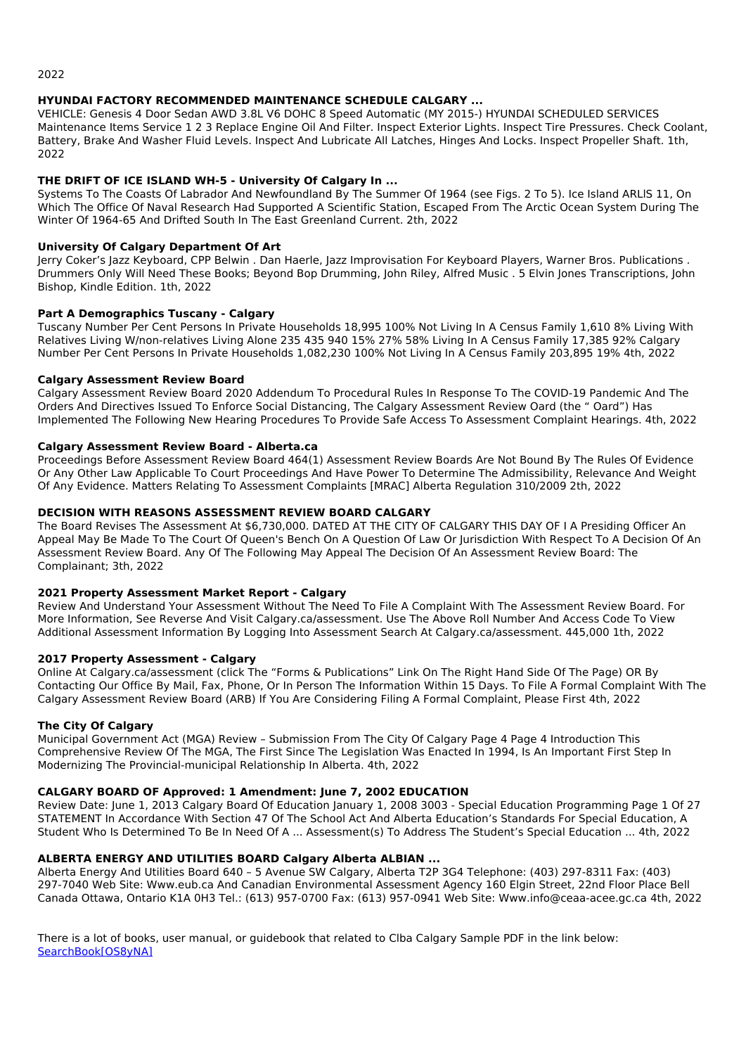2022

### HYUNDAI FACTORY RECOMMENDED MAINTENANCE SCHEDULE CALGARY ...

VEHICLE: Genesis 4 Door Sedan AWD 3.8L V6 DOHC 8 Speed Automatic (MY 2015-) HYUNDAI SCHEDULED SERVICES Maintenance Items Service 1 2 3 Replace Engine Oil And Filter. Inspect Exterior Lights. Inspect Tire Pressures. Check Coolant, Battery, Brake And Washer Fluid Levels. Inspect And Lubricate All Latches, Hinges And Locks. Inspect Propeller Shaft. 1th, 2022

### THE DRIFT OF ICE ISLAND WH-5 - University Of Calgary In ...

Systems To The Coasts Of Labrador And Newfoundland By The Summer Of 1964 (see Figs. 2 To 5). Ice Island ARLIS 11, On Which The Office Of Naval Research Had Supported A Scientific Station, Escaped From The Arctic Ocean System During The Winter Of 1964-65 And Drifted South In The East Greenland Current. 2th, 2022

### University Of Calgary Department Of Art

Jerry Coker's Jazz Keyboard, CPP Belwin . Dan Haerle, Jazz Improvisation For Keyboard Players, Warner Bros. Publications . Drummers Only Will Need These Books; Beyond Bop Drumming, John Riley, Alfred Music . 5 Elvin Jones Transcriptions, John Bishop, Kindle Edition. 1th, 2022

### Part A Demographics Tuscany - Calgary

Tuscany Number Per Cent Persons In Private Households 18,995 100% Not Living In A Census Family 1,610 8% Living With Relatives Living W/non-relatives Living Alone 235 435 940 15% 27% 58% Living In A Census Family 17,385 92% Calgary Number Per Cent Persons In Private Households 1,082,230 100% Not Living In A Census Family 203,895 19% 4th, 2022

### Calgary Assessment Review Board

Calgary Assessment Review Board 2020 Addendum To Procedural Rules In Response To The COVID-19 Pandemic And The Orders And Directives Issued To Enforce Social Distancing, The Calgary Assessment Review Oard (the " Oard") Has Implemented The Following New Hearing Procedures To Provide Safe Access To Assessment Complaint Hearings. 4th, 2022

### Calgary Assessment Review Board - Alberta.ca

Proceedings Before Assessment Review Board 464(1) Assessment Review Boards Are Not Bound By The Rules Of Evidence Or Any Other Law Applicable To Court Proceedings And Have Power To Determine The Admissibility, Relevance And Weight Of Any Evidence. Matters Relating To Assessment Complaints [MRAC] Alberta Regulation 310/2009 2th, 2022

### DECISION WITH REASONS ASSESSMENT REVIEW BOARD CALGARY

The Board Revises The Assessment At $6,730,000. DATED AT THE CITY OF CALGARY THIS DAY OF I A Presiding Officer An Appeal May Be Made To The Court Of Queen's Bench On A Question Of Law Or Jurisdiction With Respect To A Decision Of An Assessment Review Board. Any Of The Following May Appeal The Decision Of An Assessment Review Board: The Complainant; 3th, 2022

### 2021 Property Assessment Market Report - Calgary

Review And Understand Your Assessment Without The Need To File A Complaint With The Assessment Review Board. For More Information, See Reverse And Visit Calgary.ca/assessment. Use The Above Roll Number And Access Code To View Additional Assessment Information By Logging Into Assessment Search At Calgary.ca/assessment. 445,000 1th, 2022

### 2017 Property Assessment - Calgary

Online At Calgary.ca/assessment (click The "Forms & Publications" Link On The Right Hand Side Of The Page) OR By Contacting Our Office By Mail, Fax, Phone, Or In Person The Information Within 15 Days. To File A Formal Complaint With The Calgary Assessment Review Board (ARB) If You Are Considering Filing A Formal Complaint, Please First 4th, 2022

### The City Of Calgary

Municipal Government Act (MGA) Review – Submission From The City Of Calgary Page 4 Page 4 Introduction This Comprehensive Review Of The MGA, The First Since The Legislation Was Enacted In 1994, Is An Important First Step In Modernizing The Provincial-municipal Relationship In Alberta. 4th, 2022

### CALGARY BOARD OF Approved: 1 Amendment: June 7, 2002 EDUCATION

Review Date: June 1, 2013 Calgary Board Of Education January 1, 2008 3003 - Special Education Programming Page 1 Of 27 STATEMENT In Accordance With Section 47 Of The School Act And Alberta Education's Standards For Special Education, A Student Who Is Determined To Be In Need Of A ... Assessment(s) To Address The Student's Special Education ... 4th, 2022

### ALBERTA ENERGY AND UTILITIES BOARD Calgary Alberta ALBIAN ...

Alberta Energy And Utilities Board 640 – 5 Avenue SW Calgary, Alberta T2P 3G4 Telephone: (403) 297-8311 Fax: (403) 297-7040 Web Site: Www.eub.ca And Canadian Environmental Assessment Agency 160 Elgin Street, 22nd Floor Place Bell Canada Ottawa, Ontario K1A 0H3 Tel.: (613) 957-0700 Fax: (613) 957-0941 Web Site: Www.info@ceaa-acee.gc.ca 4th, 2022

There is a lot of books, user manual, or guidebook that related to Clba Calgary Sample PDF in the link below:
[SearchBook[OS8yNA]]